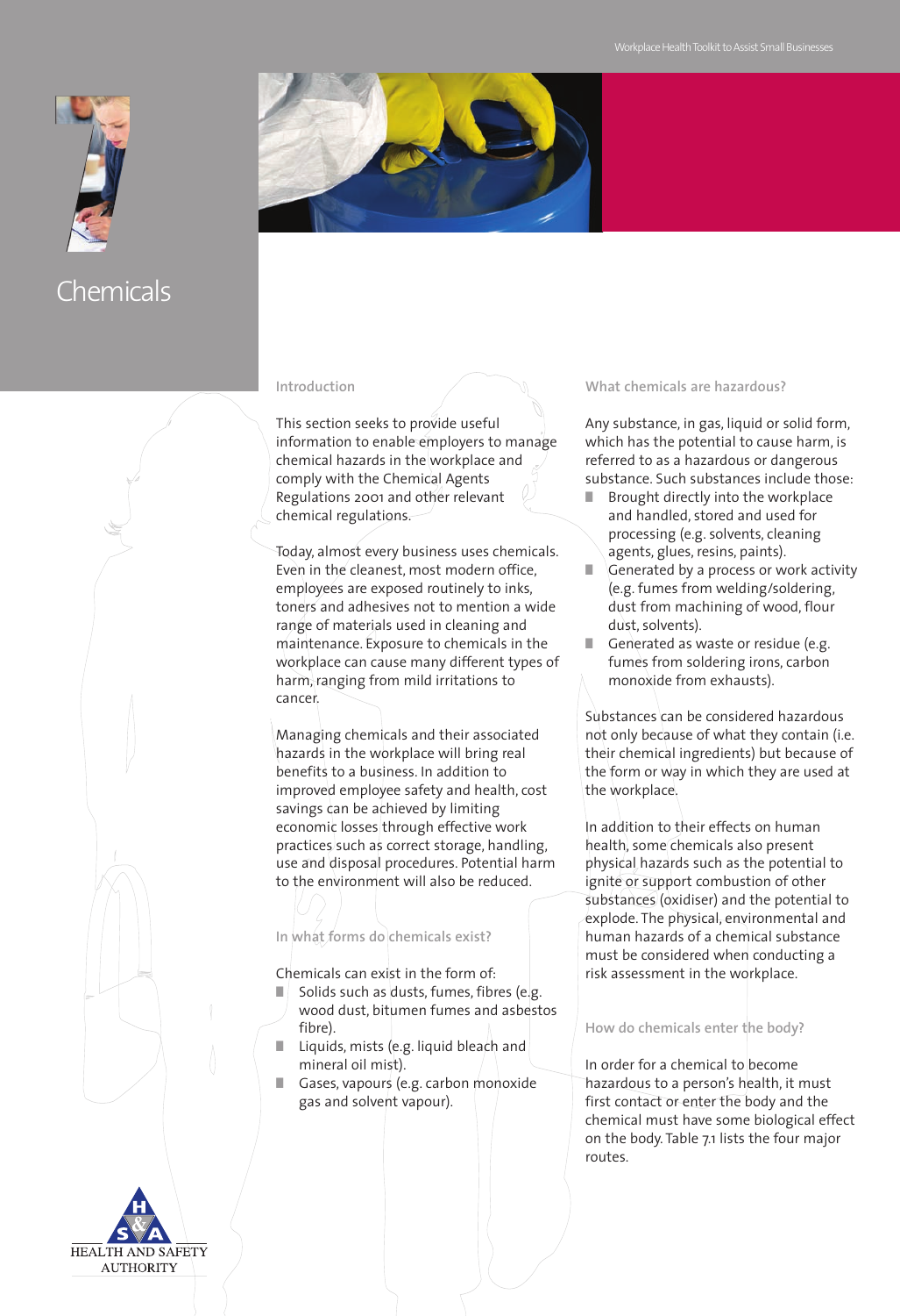# Chemicals

## Introduction

This section seeks to provide useful information to enable employers to manage chemical hazards in the workplace and comply with the Chemical Agents Regulations 2001 and other relevant chemical regulations.

Today, almost every business uses chemicals. Even in the cleanest, most modern office, employees are exposed routinely to inks, toners and adhesives not to mention a wide range of materials used in cleaning and maintenance. Exposure to chemicals in the workplace can cause many different types of harm, ranging from mild irritations to cancer.

Managing chemicals and their associated hazards in the workplace will bring real benefits to a business. In addition to improved employee safety and health, cost savings can be achieved by limiting economic losses through effective work practices such as correct storage, handling, use and disposal procedures. Potential harm to the environment will also be reduced.

## In what forms do chemicals exist?

Chemicals can exist in the form of:

- Solids such as dusts, fumes, fibres (e.g. wood dust, bitumen fumes and asbestos fibre).
- Liquids, mists (e.g. liquid bleach and mineral oil mist).
- Gases, vapours (e.g. carbon monoxide gas and solvent vapour).

## What chemicals are hazardous?

Any substance, in gas, liquid or solid form, which has the potential to cause harm, is referred to as a hazardous or dangerous substance. Such substances include those:

- Brought directly into the workplace and handled, stored and used for processing (e.g. solvents, cleaning agents, glues, resins, paints).
- Generated by a process or work activity (e.g. fumes from welding/soldering, dust from machining of wood, flour dust, solvents).
- Generated as waste or residue (e.g. fumes from soldering irons, carbon monoxide from exhausts).

Substances can be considered hazardous not only because of what they contain (i.e. their chemical ingredients) but because of the form or way in which they are used at the workplace.

In addition to their effects on human health, some chemicals also present physical hazards such as the potential to ignite or support combustion of other substances (oxidiser) and the potential to explode. The physical, environmental and human hazards of a chemical substance must be considered when conducting a risk assessment in the workplace.

## How do chemicals enter the body?

In order for a chemical to become hazardous to a person's health, it must first contact or enter the body and the chemical must have some biological effect on the body. Table 7.1 lists the four major routes.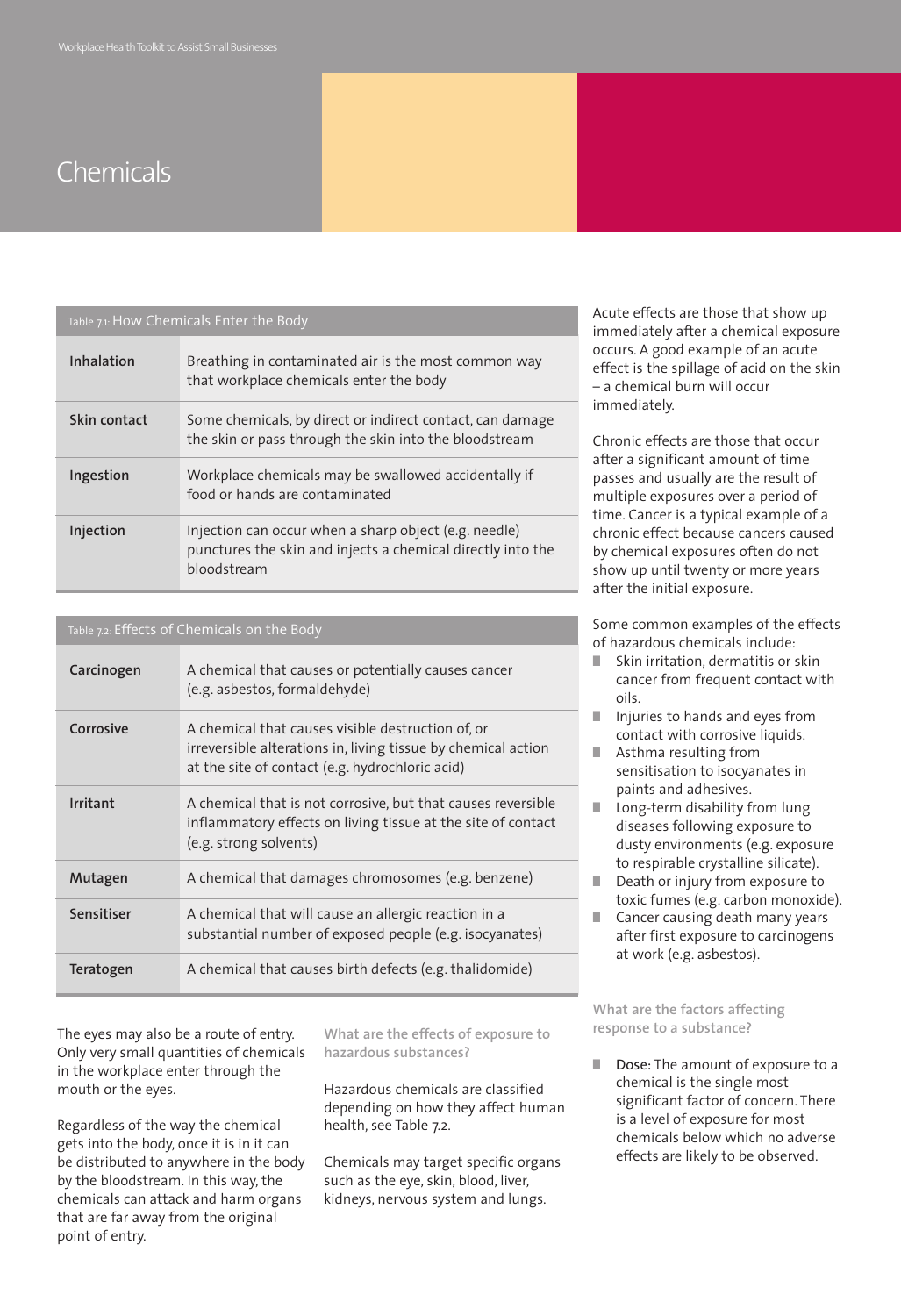# Chemicals

Table 7.1: How Chemicals Enter the Body

| | |
|---|---|
| **Inhalation** | Breathing in contaminated air is the most common way that workplace chemicals enter the body |
| **Skin contact** | Some chemicals, by direct or indirect contact, can damage the skin or pass through the skin into the bloodstream |
| **Ingestion** | Workplace chemicals may be swallowed accidentally if food or hands are contaminated |
| **Injection** | Injection can occur when a sharp object (e.g. needle) punctures the skin and injects a chemical directly into the bloodstream |

Table 7.2: Effects of Chemicals on the Body

| | |
|---|---|
| **Carcinogen** | A chemical that causes or potentially causes cancer (e.g. asbestos, formaldehyde) |
| **Corrosive** | A chemical that causes visible destruction of, or irreversible alterations in, living tissue by chemical action at the site of contact (e.g. hydrochloric acid) |
| **Irritant** | A chemical that is not corrosive, but that causes reversible inflammatory effects on living tissue at the site of contact (e.g. strong solvents) |
| **Mutagen** | A chemical that damages chromosomes (e.g. benzene) |
| **Sensitiser** | A chemical that will cause an allergic reaction in a substantial number of exposed people (e.g. isocyanates) |
| **Teratogen** | A chemical that causes birth defects (e.g. thalidomide) |

The eyes may also be a route of entry. Only very small quantities of chemicals in the workplace enter through the mouth or the eyes.

Regardless of the way the chemical gets into the body, once it is in it can be distributed to anywhere in the body by the bloodstream. In this way, the chemicals can attack and harm organs that are far away from the original point of entry.

### What are the effects of exposure to hazardous substances?

Hazardous chemicals are classified depending on how they affect human health, see Table 7.2.

Chemicals may target specific organs such as the eye, skin, blood, liver, kidneys, nervous system and lungs.

Acute effects are those that show up immediately after a chemical exposure occurs. A good example of an acute effect is the spillage of acid on the skin – a chemical burn will occur immediately.

Chronic effects are those that occur after a significant amount of time passes and usually are the result of multiple exposures over a period of time. Cancer is a typical example of a chronic effect because cancers caused by chemical exposures often do not show up until twenty or more years after the initial exposure.

Some common examples of the effects of hazardous chemicals include:

- Skin irritation, dermatitis or skin cancer from frequent contact with oils.
- Injuries to hands and eyes from contact with corrosive liquids.
- Asthma resulting from sensitisation to isocyanates in paints and adhesives.
- Long-term disability from lung diseases following exposure to dusty environments (e.g. exposure to respirable crystalline silicate).
- Death or injury from exposure to toxic fumes (e.g. carbon monoxide).
- Cancer causing death many years after first exposure to carcinogens at work (e.g. asbestos).

### What are the factors affecting response to a substance?

- **Dose:** The amount of exposure to a chemical is the single most significant factor of concern. There is a level of exposure for most chemicals below which no adverse effects are likely to be observed.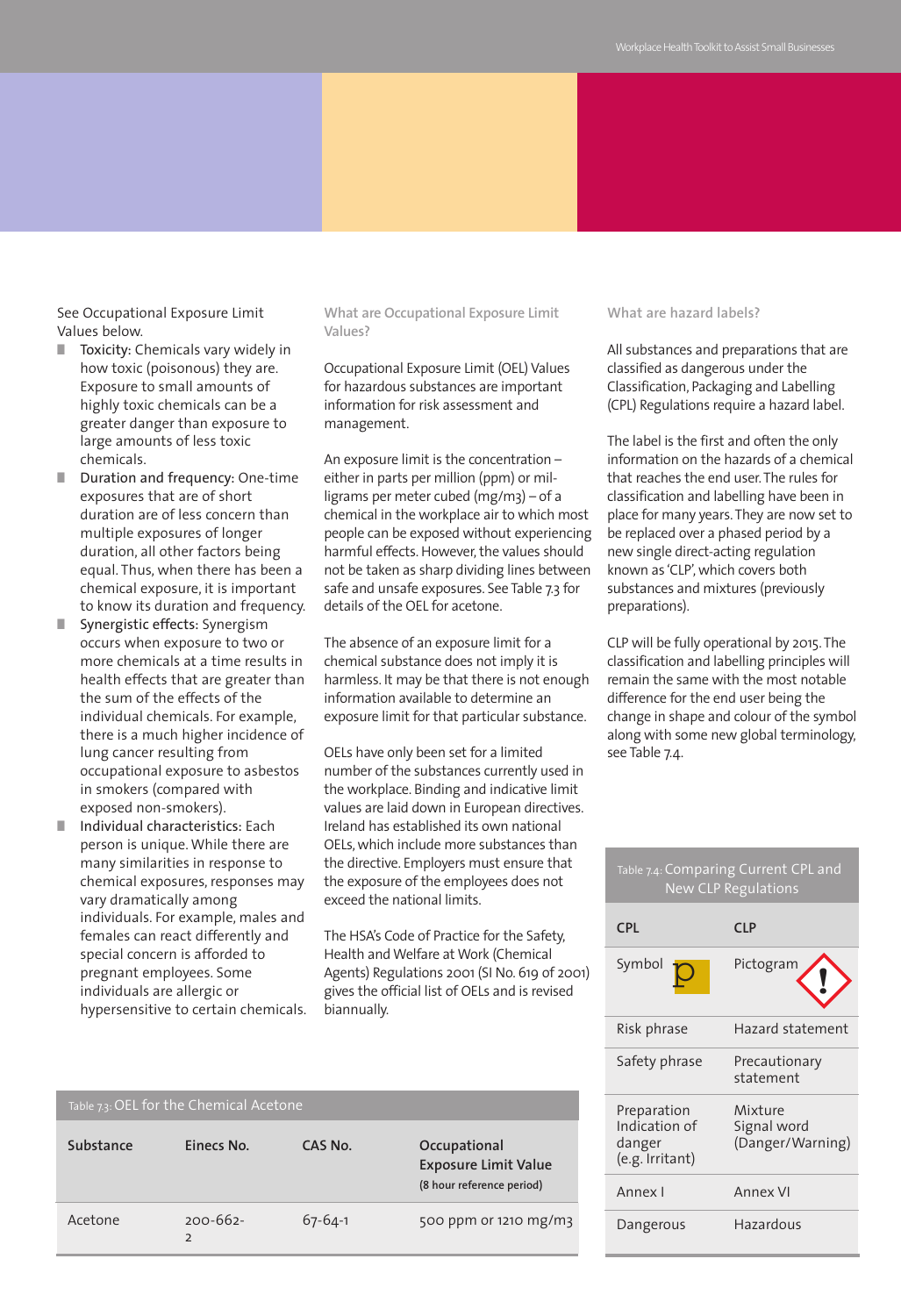See Occupational Exposure Limit Values below.

- **Toxicity:** Chemicals vary widely in how toxic (poisonous) they are. Exposure to small amounts of highly toxic chemicals can be a greater danger than exposure to large amounts of less toxic chemicals.
- **Duration and frequency:** One-time exposures that are of short duration are of less concern than multiple exposures of longer duration, all other factors being equal. Thus, when there has been a chemical exposure, it is important to know its duration and frequency.
- **Synergistic effects:** Synergism occurs when exposure to two or more chemicals at a time results in health effects that are greater than the sum of the effects of the individual chemicals. For example, there is a much higher incidence of lung cancer resulting from occupational exposure to asbestos in smokers (compared with exposed non-smokers).
- **Individual characteristics:** Each person is unique. While there are many similarities in response to chemical exposures, responses may vary dramatically among individuals. For example, males and females can react differently and special concern is afforded to pregnant employees. Some individuals are allergic or hypersensitive to certain chemicals.

### What are Occupational Exposure Limit Values?

Occupational Exposure Limit (OEL) Values for hazardous substances are important information for risk assessment and management.

An exposure limit is the concentration – either in parts per million (ppm) or milligrams per meter cubed ($mg/m^3$) – of a chemical in the workplace air to which most people can be exposed without experiencing harmful effects. However, the values should not be taken as sharp dividing lines between safe and unsafe exposures. See Table 7.3 for details of the OEL for acetone.

The absence of an exposure limit for a chemical substance does not imply it is harmless. It may be that there is not enough information available to determine an exposure limit for that particular substance.

OELs have only been set for a limited number of the substances currently used in the workplace. Binding and indicative limit values are laid down in European directives. Ireland has established its own national OELs, which include more substances than the directive. Employers must ensure that the exposure of the employees does not exceed the national limits.

The HSA's Code of Practice for the Safety, Health and Welfare at Work (Chemical Agents) Regulations 2001 (SI No. 619 of 2001) gives the official list of OELs and is revised biannually.

Table 7.3: OEL for the Chemical Acetone

| Substance | Einecs No. | CAS No. | Occupational Exposure Limit Value (8 hour reference period) |
|---|---|---|---|
| Acetone | 200-662-2 | 67-64-1 | 500 ppm or 1210 $mg/m^3$ |

### What are hazard labels?

All substances and preparations that are classified as dangerous under the Classification, Packaging and Labelling (CPL) Regulations require a hazard label.

The label is the first and often the only information on the hazards of a chemical that reaches the end user. The rules for classification and labelling have been in place for many years. They are now set to be replaced over a phased period by a new single direct-acting regulation known as 'CLP', which covers both substances and mixtures (previously preparations).

CLP will be fully operational by 2015. The classification and labelling principles will remain the same with the most notable difference for the end user being the change in shape and colour of the symbol along with some new global terminology, see Table 7.4.

Table 7.4: Comparing Current CPL and New CLP Regulations

| CPL | CLP |
|---|---|
| Symbol | Pictogram |
| Risk phrase | Hazard statement |
| Safety phrase | Precautionary statement |
| Preparation Indication of danger (e.g. Irritant) | Mixture Signal word (Danger/Warning) |
| Annex I | Annex VI |
| Dangerous | Hazardous |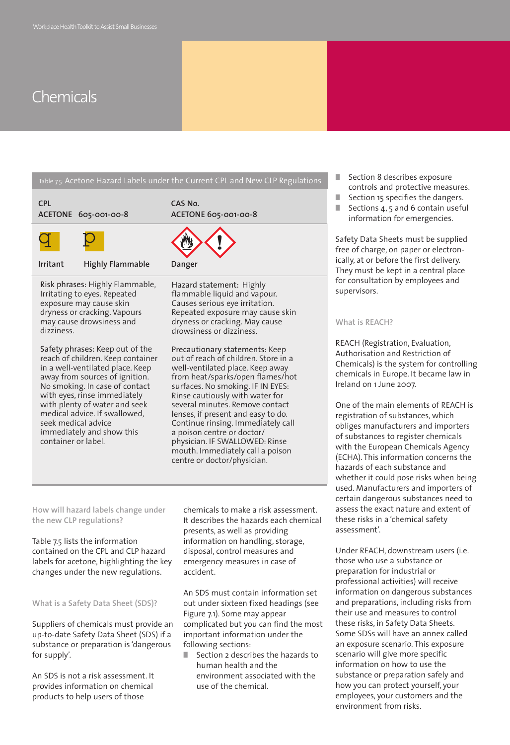# Chemicals

Table 7.5: Acetone Hazard Labels under the Current CPL and New CLP Regulations

| CPL<br>ACETONE 605-001-00-8 | CAS No.<br>ACETONE 605-001-00-8 |
|---|---|
| Irritant     Highly Flammable | Danger |
| Risk phrases: Highly Flammable, Irritating to eyes. Repeated exposure may cause skin dryness or cracking. Vapours may cause drowsiness and dizziness. | Hazard statement: Highly flammable liquid and vapour. Causes serious eye irritation. Repeated exposure may cause skin dryness or cracking. May cause drowsiness or dizziness. |
| Safety phrases: Keep out of the reach of children. Keep container in a well-ventilated place. Keep away from sources of ignition. No smoking. In case of contact with eyes, rinse immediately with plenty of water and seek medical advice. If swallowed, seek medical advice immediately and show this container or label. | Precautionary statements: Keep out of reach of children. Store in a well-ventilated place. Keep away from heat/sparks/open flames/hot surfaces. No smoking. IF IN EYES: Rinse cautiously with water for several minutes. Remove contact lenses, if present and easy to do. Continue rinsing. Immediately call a poison centre or doctor/physician. IF SWALLOWED: Rinse mouth. Immediately call a poison centre or doctor/physician. |

### How will hazard labels change under the new CLP regulations?

Table 7.5 lists the information contained on the CPL and CLP hazard labels for acetone, highlighting the key changes under the new regulations.

### What is a Safety Data Sheet (SDS)?

Suppliers of chemicals must provide an up-to-date Safety Data Sheet (SDS) if a substance or preparation is 'dangerous for supply'.

An SDS is not a risk assessment. It provides information on chemical products to help users of those chemicals to make a risk assessment. It describes the hazards each chemical presents, as well as providing information on handling, storage, disposal, control measures and emergency measures in case of accident.

An SDS must contain information set out under sixteen fixed headings (see Figure 7.1). Some may appear complicated but you can find the most important information under the following sections:

- Section 2 describes the hazards to human health and the environment associated with the use of the chemical.
- Section 8 describes exposure controls and protective measures.
- Section 15 specifies the dangers.
- Sections 4, 5 and 6 contain useful information for emergencies.

Safety Data Sheets must be supplied free of charge, on paper or electronically, at or before the first delivery. They must be kept in a central place for consultation by employees and supervisors.

### What is REACH?

REACH (Registration, Evaluation, Authorisation and Restriction of Chemicals) is the system for controlling chemicals in Europe. It became law in Ireland on 1 June 2007.

One of the main elements of REACH is registration of substances, which obliges manufacturers and importers of substances to register chemicals with the European Chemicals Agency (ECHA). This information concerns the hazards of each substance and whether it could pose risks when being used. Manufacturers and importers of certain dangerous substances need to assess the exact nature and extent of these risks in a 'chemical safety assessment'.

Under REACH, downstream users (i.e. those who use a substance or preparation for industrial or professional activities) will receive information on dangerous substances and preparations, including risks from their use and measures to control these risks, in Safety Data Sheets. Some SDSs will have an annex called an exposure scenario. This exposure scenario will give more specific information on how to use the substance or preparation safely and how you can protect yourself, your employees, your customers and the environment from risks.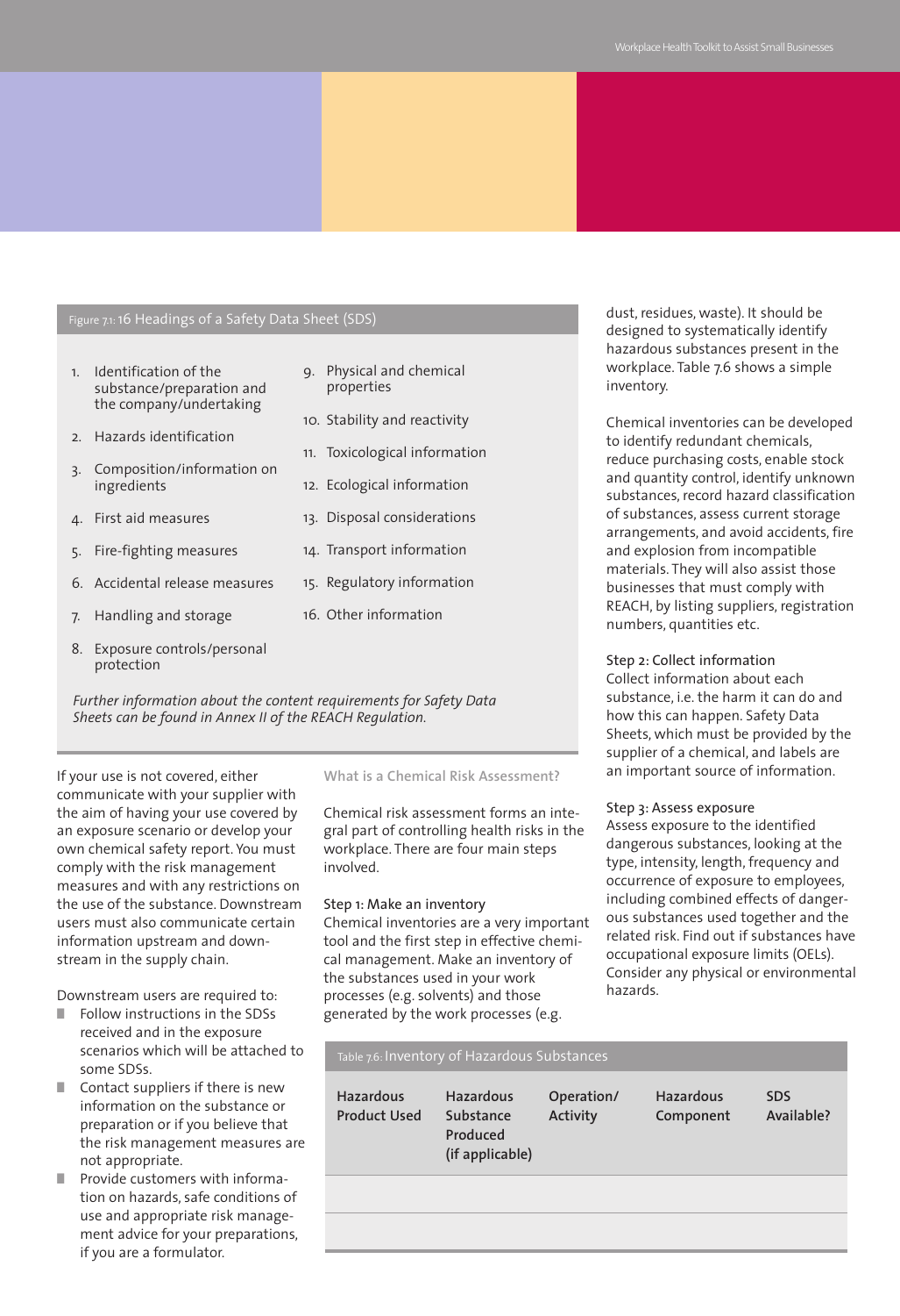Figure 7.1: 16 Headings of a Safety Data Sheet (SDS)

1. Identification of the substance/preparation and the company/undertaking
2. Hazards identification
3. Composition/information on ingredients
4. First aid measures
5. Fire-fighting measures
6. Accidental release measures
7. Handling and storage
8. Exposure controls/personal protection
9. Physical and chemical properties
10. Stability and reactivity
11. Toxicological information
12. Ecological information
13. Disposal considerations
14. Transport information
15. Regulatory information
16. Other information

*Further information about the content requirements for Safety Data Sheets can be found in Annex II of the REACH Regulation.*

If your use is not covered, either communicate with your supplier with the aim of having your use covered by an exposure scenario or develop your own chemical safety report. You must comply with the risk management measures and with any restrictions on the use of the substance. Downstream users must also communicate certain information upstream and downstream in the supply chain.

Downstream users are required to:

- Follow instructions in the SDSs received and in the exposure scenarios which will be attached to some SDSs.
- Contact suppliers if there is new information on the substance or preparation or if you believe that the risk management measures are not appropriate.
- Provide customers with information on hazards, safe conditions of use and appropriate risk management advice for your preparations, if you are a formulator.

### What is a Chemical Risk Assessment?

Chemical risk assessment forms an integral part of controlling health risks in the workplace. There are four main steps involved.

**Step 1: Make an inventory**
Chemical inventories are a very important tool and the first step in effective chemical management. Make an inventory of the substances used in your work processes (e.g. solvents) and those generated by the work processes (e.g. dust, residues, waste). It should be designed to systematically identify hazardous substances present in the workplace. Table 7.6 shows a simple inventory.

Chemical inventories can be developed to identify redundant chemicals, reduce purchasing costs, enable stock and quantity control, identify unknown substances, record hazard classification of substances, assess current storage arrangements, and avoid accidents, fire and explosion from incompatible materials. They will also assist those businesses that must comply with REACH, by listing suppliers, registration numbers, quantities etc.

**Step 2: Collect information**
Collect information about each substance, i.e. the harm it can do and how this can happen. Safety Data Sheets, which must be provided by the supplier of a chemical, and labels are an important source of information.

**Step 3: Assess exposure**
Assess exposure to the identified dangerous substances, looking at the type, intensity, length, frequency and occurrence of exposure to employees, including combined effects of dangerous substances used together and the related risk. Find out if substances have occupational exposure limits (OELs). Consider any physical or environmental hazards.

Table 7.6: Inventory of Hazardous Substances

| Hazardous Product Used | Hazardous Substance Produced (if applicable) | Operation/ Activity | Hazardous Component | SDS Available? |
|---|---|---|---|---|
| | | | | |
| | | | | |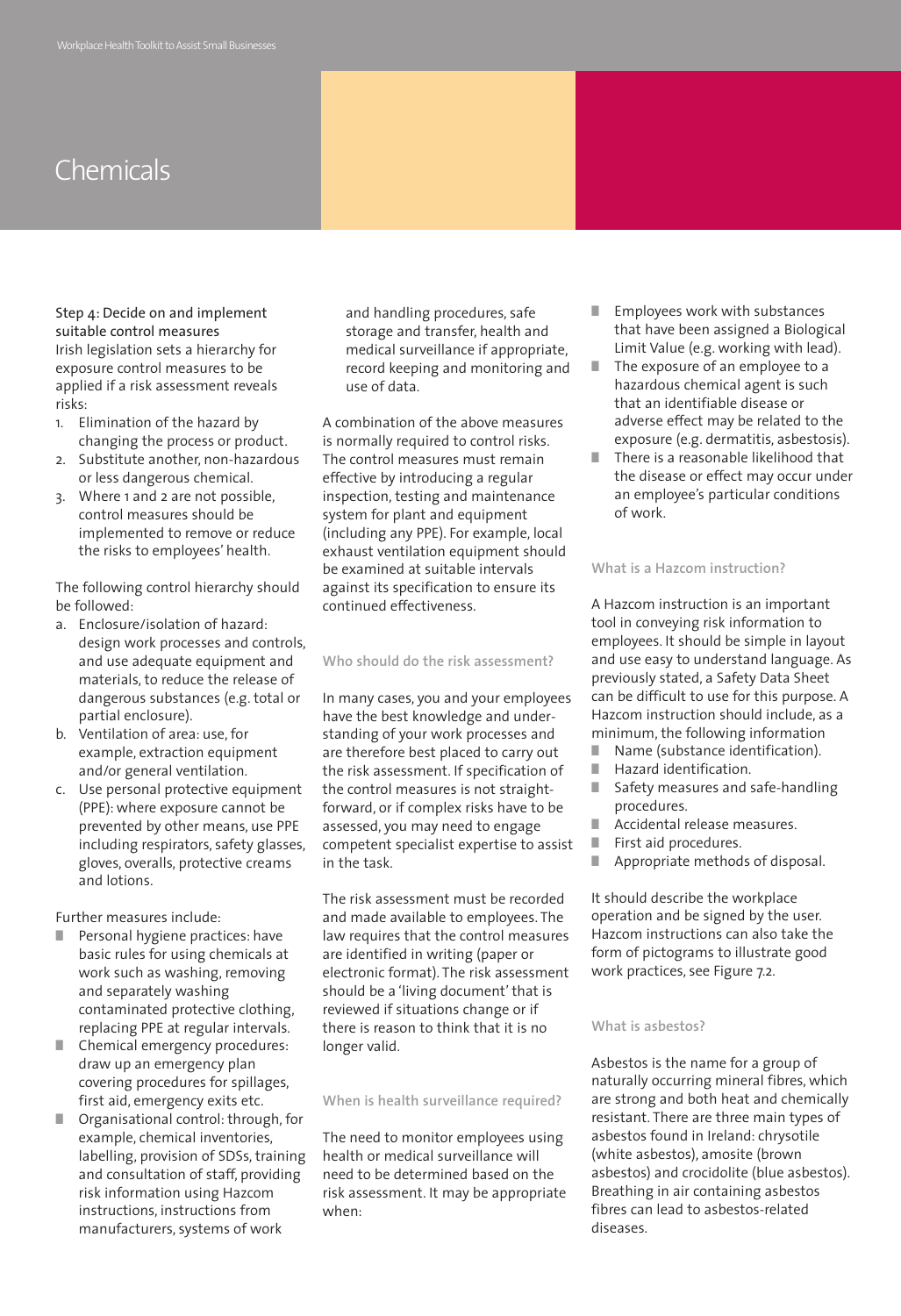# Chemicals

### Step 4: Decide on and implement suitable control measures

Irish legislation sets a hierarchy for exposure control measures to be applied if a risk assessment reveals risks:

1. Elimination of the hazard by changing the process or product.
2. Substitute another, non-hazardous or less dangerous chemical.
3. Where 1 and 2 are not possible, control measures should be implemented to remove or reduce the risks to employees' health.

The following control hierarchy should be followed:

a. Enclosure/isolation of hazard: design work processes and controls, and use adequate equipment and materials, to reduce the release of dangerous substances (e.g. total or partial enclosure).
b. Ventilation of area: use, for example, extraction equipment and/or general ventilation.
c. Use personal protective equipment (PPE): where exposure cannot be prevented by other means, use PPE including respirators, safety glasses, gloves, overalls, protective creams and lotions.

Further measures include:

- Personal hygiene practices: have basic rules for using chemicals at work such as washing, removing and separately washing contaminated protective clothing, replacing PPE at regular intervals.
- Chemical emergency procedures: draw up an emergency plan covering procedures for spillages, first aid, emergency exits etc.
- Organisational control: through, for example, chemical inventories, labelling, provision of SDSs, training and consultation of staff, providing risk information using Hazcom instructions, instructions from manufacturers, systems of work and handling procedures, safe storage and transfer, health and medical surveillance if appropriate, record keeping and monitoring and use of data.

A combination of the above measures is normally required to control risks. The control measures must remain effective by introducing a regular inspection, testing and maintenance system for plant and equipment (including any PPE). For example, local exhaust ventilation equipment should be examined at suitable intervals against its specification to ensure its continued effectiveness.

### Who should do the risk assessment?

In many cases, you and your employees have the best knowledge and understanding of your work processes and are therefore best placed to carry out the risk assessment. If specification of the control measures is not straightforward, or if complex risks have to be assessed, you may need to engage competent specialist expertise to assist in the task.

The risk assessment must be recorded and made available to employees. The law requires that the control measures are identified in writing (paper or electronic format). The risk assessment should be a 'living document' that is reviewed if situations change or if there is reason to think that it is no longer valid.

### When is health surveillance required?

The need to monitor employees using health or medical surveillance will need to be determined based on the risk assessment. It may be appropriate when:

- Employees work with substances that have been assigned a Biological Limit Value (e.g. working with lead).
- The exposure of an employee to a hazardous chemical agent is such that an identifiable disease or adverse effect may be related to the exposure (e.g. dermatitis, asbestosis).
- There is a reasonable likelihood that the disease or effect may occur under an employee's particular conditions of work.

### What is a Hazcom instruction?

A Hazcom instruction is an important tool in conveying risk information to employees. It should be simple in layout and use easy to understand language. As previously stated, a Safety Data Sheet can be difficult to use for this purpose. A Hazcom instruction should include, as a minimum, the following information

- Name (substance identification).
- Hazard identification.
- Safety measures and safe-handling procedures.
- Accidental release measures.
- First aid procedures.
- Appropriate methods of disposal.

It should describe the workplace operation and be signed by the user. Hazcom instructions can also take the form of pictograms to illustrate good work practices, see Figure 7.2.

### What is asbestos?

Asbestos is the name for a group of naturally occurring mineral fibres, which are strong and both heat and chemically resistant. There are three main types of asbestos found in Ireland: chrysotile (white asbestos), amosite (brown asbestos) and crocidolite (blue asbestos). Breathing in air containing asbestos fibres can lead to asbestos-related diseases.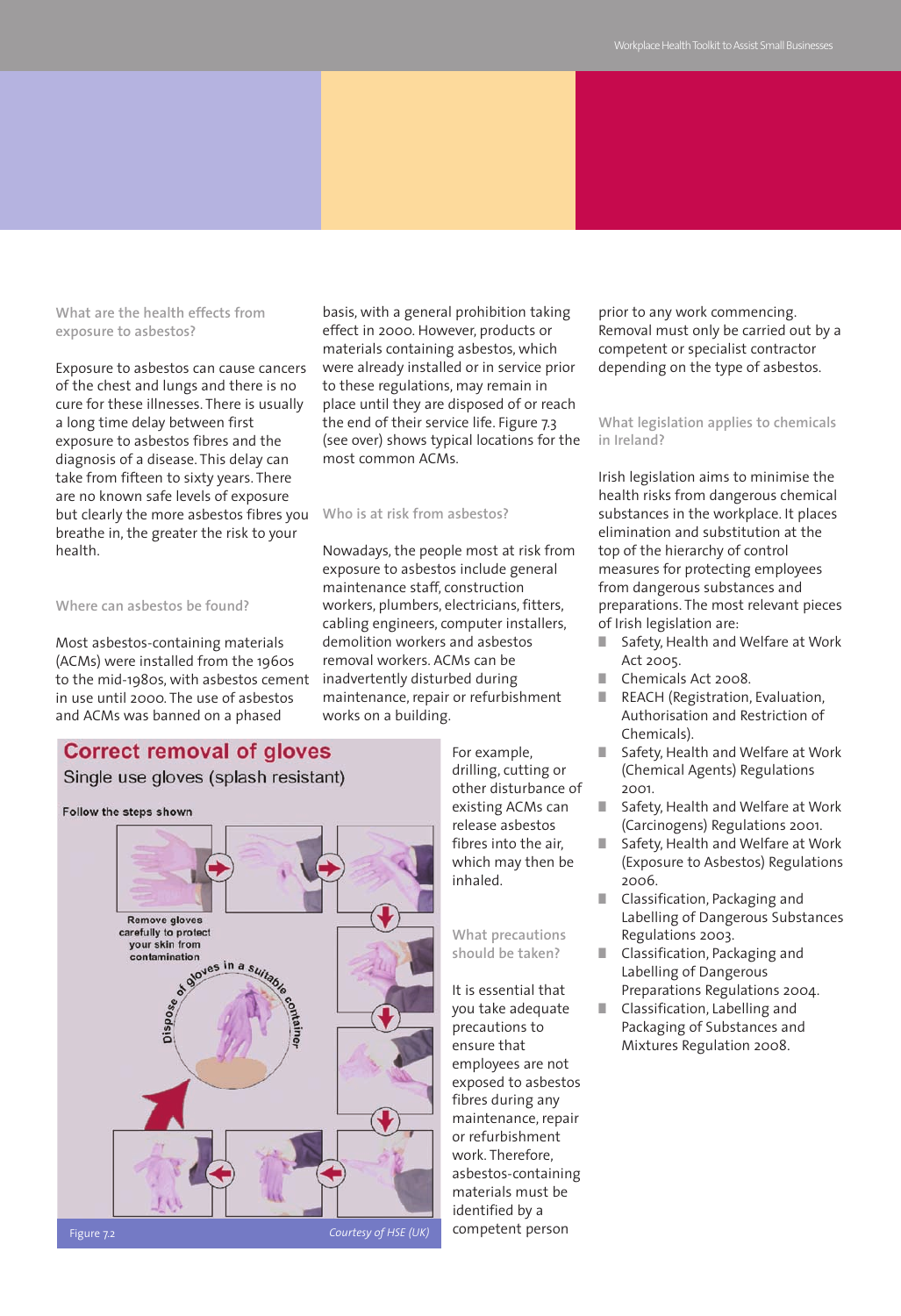### What are the health effects from exposure to asbestos?

Exposure to asbestos can cause cancers of the chest and lungs and there is no cure for these illnesses. There is usually a long time delay between first exposure to asbestos fibres and the diagnosis of a disease. This delay can take from fifteen to sixty years. There are no known safe levels of exposure but clearly the more asbestos fibres you breathe in, the greater the risk to your health.

### Where can asbestos be found?

Most asbestos-containing materials (ACMs) were installed from the 1960s to the mid-1980s, with asbestos cement in use until 2000. The use of asbestos and ACMs was banned on a phased basis, with a general prohibition taking effect in 2000. However, products or materials containing asbestos, which were already installed or in service prior to these regulations, may remain in place until they are disposed of or reach the end of their service life. Figure 7.3 (see over) shows typical locations for the most common ACMs.

### Who is at risk from asbestos?

Nowadays, the people most at risk from exposure to asbestos include general maintenance staff, construction workers, plumbers, electricians, fitters, cabling engineers, computer installers, demolition workers and asbestos removal workers. ACMs can be inadvertently disturbed during maintenance, repair or refurbishment works on a building.

**Correct removal of gloves**

Single use gloves (splash resistant)

Follow the steps shown

Remove gloves carefully to protect your skin from contamination

Dispose of gloves in a suitable container

Figure 7.2 *Courtesy of HSE (UK)*

For example, drilling, cutting or other disturbance of existing ACMs can release asbestos fibres into the air, which may then be inhaled.

### What precautions should be taken?

It is essential that you take adequate precautions to ensure that employees are not exposed to asbestos fibres during any maintenance, repair or refurbishment work. Therefore, asbestos-containing materials must be identified by a competent person prior to any work commencing. Removal must only be carried out by a competent or specialist contractor depending on the type of asbestos.

### What legislation applies to chemicals in Ireland?

Irish legislation aims to minimise the health risks from dangerous chemical substances in the workplace. It places elimination and substitution at the top of the hierarchy of control measures for protecting employees from dangerous substances and preparations. The most relevant pieces of Irish legislation are:

- Safety, Health and Welfare at Work Act 2005.
- Chemicals Act 2008.
- REACH (Registration, Evaluation, Authorisation and Restriction of Chemicals).
- Safety, Health and Welfare at Work (Chemical Agents) Regulations 2001.
- Safety, Health and Welfare at Work (Carcinogens) Regulations 2001.
- Safety, Health and Welfare at Work (Exposure to Asbestos) Regulations 2006.
- Classification, Packaging and Labelling of Dangerous Substances Regulations 2003.
- Classification, Packaging and Labelling of Dangerous Preparations Regulations 2004.
- Classification, Labelling and Packaging of Substances and Mixtures Regulation 2008.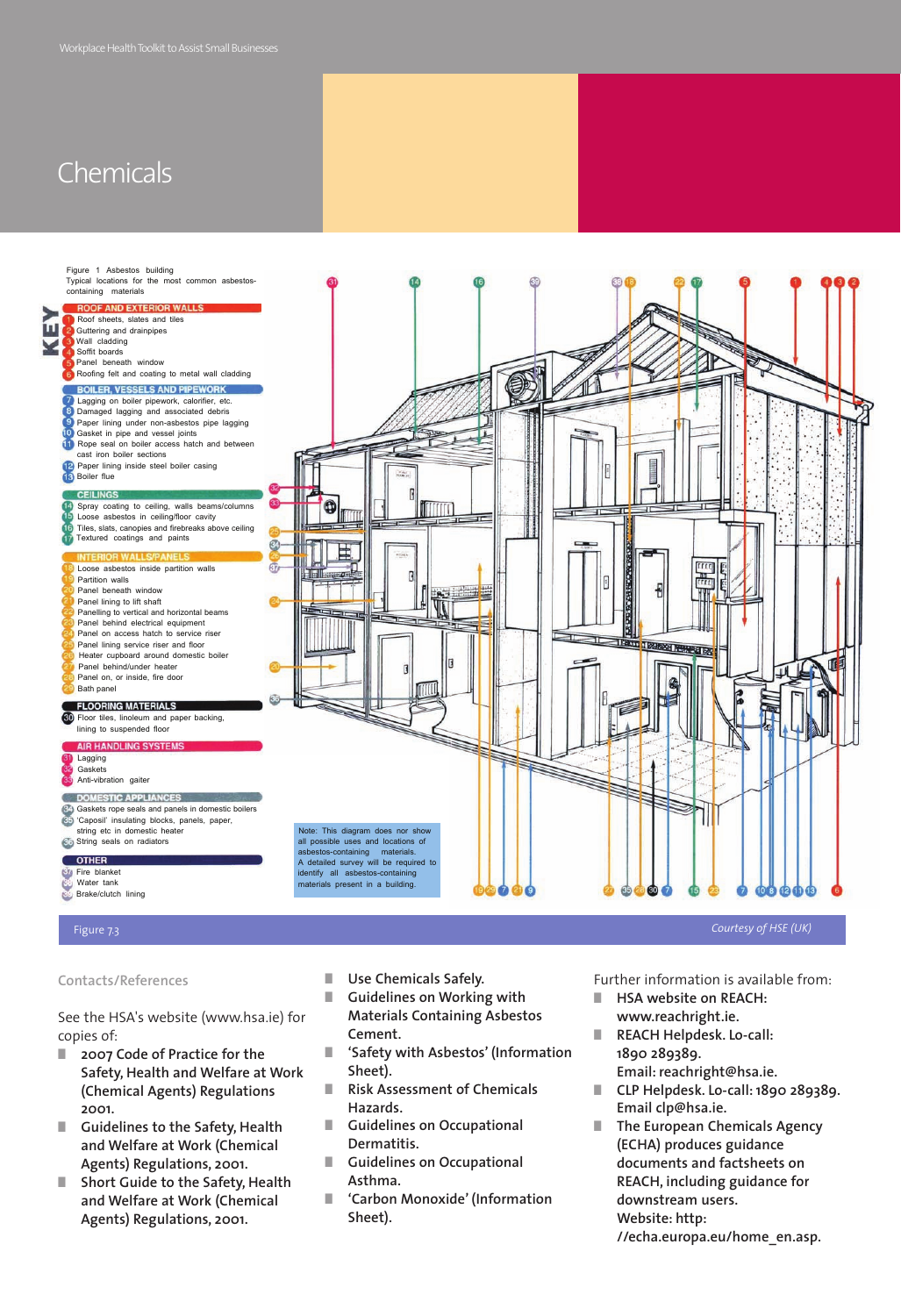# Chemicals

Figure 1 Asbestos building
Typical locations for the most common asbestos-containing materials

KEY

ROOF AND EXTERIOR WALLS
1 Roof sheets, slates and tiles
2 Guttering and drainpipes
3 Wall cladding
4 Soffit boards
5 Panel beneath window
6 Roofing felt and coating to metal wall cladding

BOILER, VESSELS AND PIPEWORK
7 Lagging on boiler pipework, calorifier, etc.
8 Damaged lagging and associated debris
9 Paper lining under non-asbestos pipe lagging
10 Gasket in pipe and vessel joints
11 Rope seal on boiler access hatch and between cast iron boiler sections
12 Paper lining inside steel boiler casing
13 Boiler flue

CEILINGS
14 Spray coating to ceiling, walls beams/columns
15 Loose asbestos in ceiling/floor cavity
16 Tiles, slats, canopies and firebreaks above ceiling
17 Textured coatings and paints

INTERIOR WALLS/PANELS
18 Loose asbestos inside partition walls
19 Partition walls
20 Panel beneath window
21 Panel lining to lift shaft
22 Panelling to vertical and horizontal beams
23 Panel behind electrical equipment
24 Panel on access hatch to service riser
25 Panel lining service riser and floor
26 Heater cupboard around domestic boiler
27 Panel behind/under heater
28 Panel on, or inside, fire door
29 Bath panel

FLOORING MATERIALS
30 Floor tiles, linoleum and paper backing, lining to suspended floor

AIR HANDLING SYSTEMS
31 Lagging
32 Gaskets
33 Anti-vibration gaiter

DOMESTIC APPLIANCES
34 Gaskets rope seals and panels in domestic boilers
35 'Caposil' insulating blocks, panels, paper, string etc in domestic heater
36 String seals on radiators

OTHER
37 Fire blanket
38 Water tank
39 Brake/clutch lining

Note: This diagram does nor show all possible uses and locations of asbestos-containing materials. A detailed survey will be required to identify all asbestos-containing materials present in a building.

Figure 7.3 *Courtesy of HSE (UK)*

## Contacts/References

See the HSA's website (www.hsa.ie) for copies of:

- 2007 Code of Practice for the Safety, Health and Welfare at Work (Chemical Agents) Regulations 2001.
- Guidelines to the Safety, Health and Welfare at Work (Chemical Agents) Regulations, 2001.
- Short Guide to the Safety, Health and Welfare at Work (Chemical Agents) Regulations, 2001.
- Use Chemicals Safely.
- Guidelines on Working with Materials Containing Asbestos Cement.
- 'Safety with Asbestos' (Information Sheet).
- Risk Assessment of Chemicals Hazards.
- Guidelines on Occupational Dermatitis.
- Guidelines on Occupational Asthma.
- 'Carbon Monoxide' (Information Sheet).

Further information is available from:

- HSA website on REACH: www.reachright.ie.
- REACH Helpdesk. Lo-call: 1890 289389. Email: reachright@hsa.ie.
- CLP Helpdesk. Lo-call: 1890 289389. Email clp@hsa.ie.
- The European Chemicals Agency (ECHA) produces guidance documents and factsheets on REACH, including guidance for downstream users. Website: http://echa.europa.eu/home_en.asp.